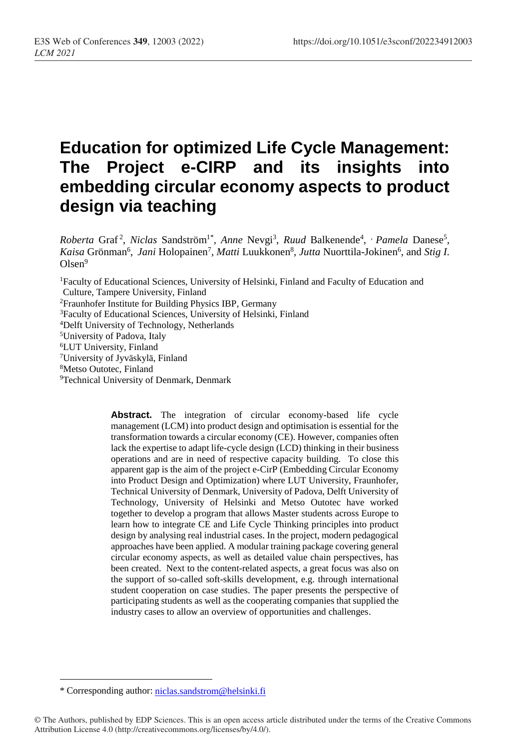# Education for optimized Life Cycle Management: The Project e-CIRP and its insights into embedding circular economy aspects to product design via teaching

*Roberta* Graf[2], *Niclas* Sandström[1*], *Anne* Nevgi[3], *Ruud* Balkenende[4], *Pamela* Danese[5], *Kaisa* Grönman[6], *Jani* Holopainen[7], *Matti* Luukkonen[8], *Jutta* Nuorttila-Jokinen[6], and *Stig I.* Olsen[9]

[1]Faculty of Educational Sciences, University of Helsinki, Finland and Faculty of Education and Culture, Tampere University, Finland
[2]Fraunhofer Institute for Building Physics IBP, Germany
[3]Faculty of Educational Sciences, University of Helsinki, Finland
[4]Delft University of Technology, Netherlands
[5]University of Padova, Italy
[6]LUT University, Finland
[7]University of Jyväskylä, Finland
[8]Metso Outotec, Finland
[9]Technical University of Denmark, Denmark

**Abstract.** The integration of circular economy-based life cycle management (LCM) into product design and optimisation is essential for the transformation towards a circular economy (CE). However, companies often lack the expertise to adapt life-cycle design (LCD) thinking in their business operations and are in need of respective capacity building. To close this apparent gap is the aim of the project e-CirP (Embedding Circular Economy into Product Design and Optimization) where LUT University, Fraunhofer, Technical University of Denmark, University of Padova, Delft University of Technology, University of Helsinki and Metso Outotec have worked together to develop a program that allows Master students across Europe to learn how to integrate CE and Life Cycle Thinking principles into product design by analysing real industrial cases. In the project, modern pedagogical approaches have been applied. A modular training package covering general circular economy aspects, as well as detailed value chain perspectives, has been created. Next to the content-related aspects, a great focus was also on the support of so-called soft-skills development, e.g. through international student cooperation on case studies. The paper presents the perspective of participating students as well as the cooperating companies that supplied the industry cases to allow an overview of opportunities and challenges.

---

\* Corresponding author: niclas.sandstrom@helsinki.fi

© The Authors, published by EDP Sciences. This is an open access article distributed under the terms of the Creative Commons Attribution License 4.0 (http://creativecommons.org/licenses/by/4.0/).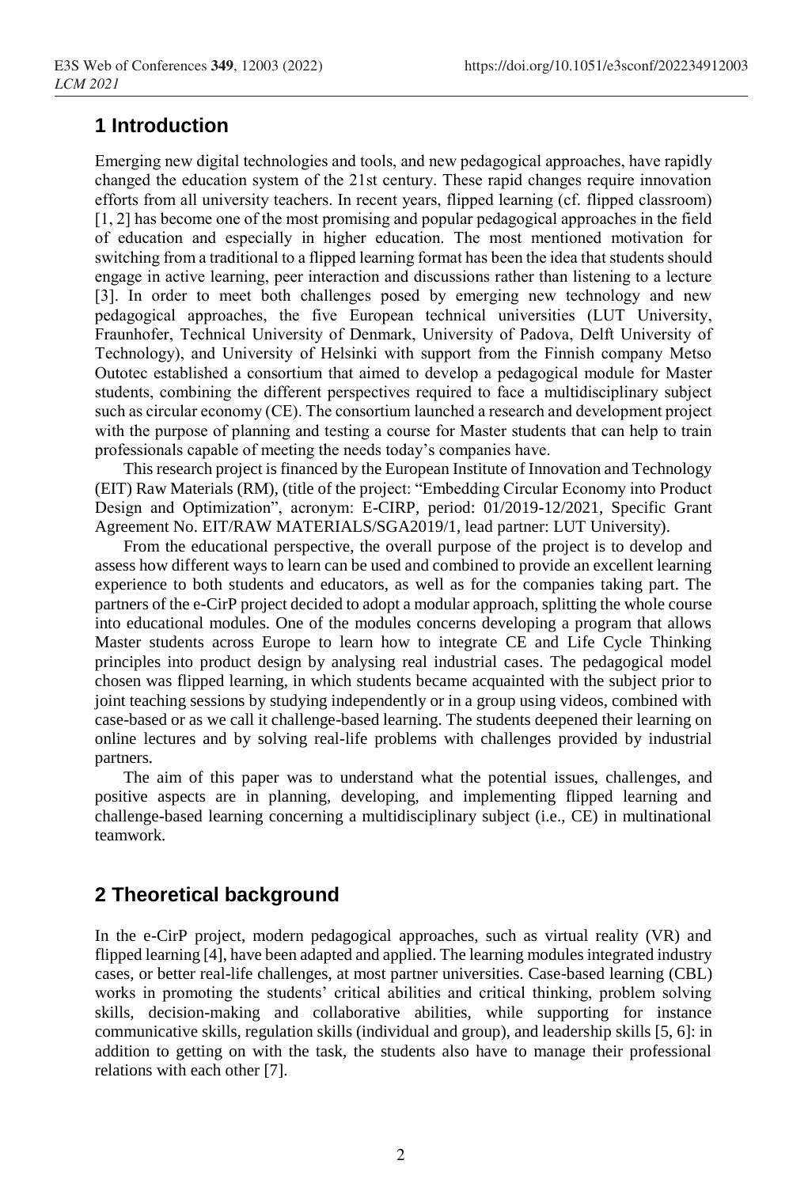## 1 Introduction

Emerging new digital technologies and tools, and new pedagogical approaches, have rapidly changed the education system of the 21st century. These rapid changes require innovation efforts from all university teachers. In recent years, flipped learning (cf. flipped classroom) [1, 2] has become one of the most promising and popular pedagogical approaches in the field of education and especially in higher education. The most mentioned motivation for switching from a traditional to a flipped learning format has been the idea that students should engage in active learning, peer interaction and discussions rather than listening to a lecture [3]. In order to meet both challenges posed by emerging new technology and new pedagogical approaches, the five European technical universities (LUT University, Fraunhofer, Technical University of Denmark, University of Padova, Delft University of Technology), and University of Helsinki with support from the Finnish company Metso Outotec established a consortium that aimed to develop a pedagogical module for Master students, combining the different perspectives required to face a multidisciplinary subject such as circular economy (CE). The consortium launched a research and development project with the purpose of planning and testing a course for Master students that can help to train professionals capable of meeting the needs today's companies have.

This research project is financed by the European Institute of Innovation and Technology (EIT) Raw Materials (RM), (title of the project: "Embedding Circular Economy into Product Design and Optimization", acronym: E-CIRP, period: 01/2019-12/2021, Specific Grant Agreement No. EIT/RAW MATERIALS/SGA2019/1, lead partner: LUT University).

From the educational perspective, the overall purpose of the project is to develop and assess how different ways to learn can be used and combined to provide an excellent learning experience to both students and educators, as well as for the companies taking part. The partners of the e-CirP project decided to adopt a modular approach, splitting the whole course into educational modules. One of the modules concerns developing a program that allows Master students across Europe to learn how to integrate CE and Life Cycle Thinking principles into product design by analysing real industrial cases. The pedagogical model chosen was flipped learning, in which students became acquainted with the subject prior to joint teaching sessions by studying independently or in a group using videos, combined with case-based or as we call it challenge-based learning. The students deepened their learning on online lectures and by solving real-life problems with challenges provided by industrial partners.

The aim of this paper was to understand what the potential issues, challenges, and positive aspects are in planning, developing, and implementing flipped learning and challenge-based learning concerning a multidisciplinary subject (i.e., CE) in multinational teamwork.

## 2 Theoretical background

In the e-CirP project, modern pedagogical approaches, such as virtual reality (VR) and flipped learning [4], have been adapted and applied. The learning modules integrated industry cases, or better real-life challenges, at most partner universities. Case-based learning (CBL) works in promoting the students' critical abilities and critical thinking, problem solving skills, decision-making and collaborative abilities, while supporting for instance communicative skills, regulation skills (individual and group), and leadership skills [5, 6]: in addition to getting on with the task, the students also have to manage their professional relations with each other [7].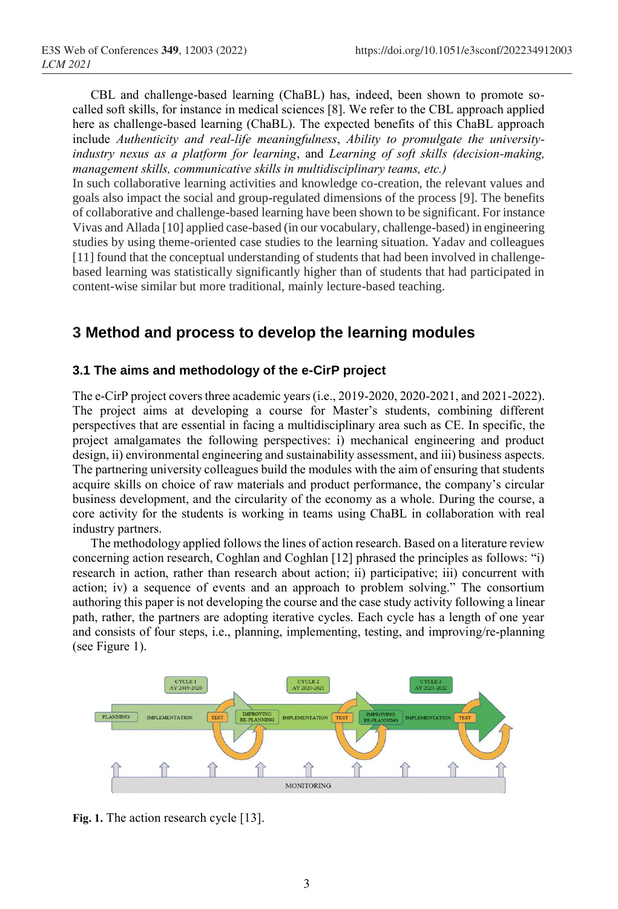CBL and challenge-based learning (ChaBL) has, indeed, been shown to promote so-called soft skills, for instance in medical sciences [8]. We refer to the CBL approach applied here as challenge-based learning (ChaBL). The expected benefits of this ChaBL approach include *Authenticity and real-life meaningfulness*, *Ability to promulgate the university-industry nexus as a platform for learning*, and *Learning of soft skills (decision-making, management skills, communicative skills in multidisciplinary teams, etc.)*

In such collaborative learning activities and knowledge co-creation, the relevant values and goals also impact the social and group-regulated dimensions of the process [9]. The benefits of collaborative and challenge-based learning have been shown to be significant. For instance Vivas and Allada [10] applied case-based (in our vocabulary, challenge-based) in engineering studies by using theme-oriented case studies to the learning situation. Yadav and colleagues [11] found that the conceptual understanding of students that had been involved in challenge-based learning was statistically significantly higher than of students that had participated in content-wise similar but more traditional, mainly lecture-based teaching.

## 3 Method and process to develop the learning modules

### 3.1 The aims and methodology of the e-CirP project

The e-CirP project covers three academic years (i.e., 2019-2020, 2020-2021, and 2021-2022). The project aims at developing a course for Master's students, combining different perspectives that are essential in facing a multidisciplinary area such as CE. In specific, the project amalgamates the following perspectives: i) mechanical engineering and product design, ii) environmental engineering and sustainability assessment, and iii) business aspects. The partnering university colleagues build the modules with the aim of ensuring that students acquire skills on choice of raw materials and product performance, the company's circular business development, and the circularity of the economy as a whole. During the course, a core activity for the students is working in teams using ChaBL in collaboration with real industry partners.

The methodology applied follows the lines of action research. Based on a literature review concerning action research, Coghlan and Coghlan [12] phrased the principles as follows: "i) research in action, rather than research about action; ii) participative; iii) concurrent with action; iv) a sequence of events and an approach to problem solving." The consortium authoring this paper is not developing the course and the case study activity following a linear path, rather, the partners are adopting iterative cycles. Each cycle has a length of one year and consists of four steps, i.e., planning, implementing, testing, and improving/re-planning (see Figure 1).

**Fig. 1.** The action research cycle [13].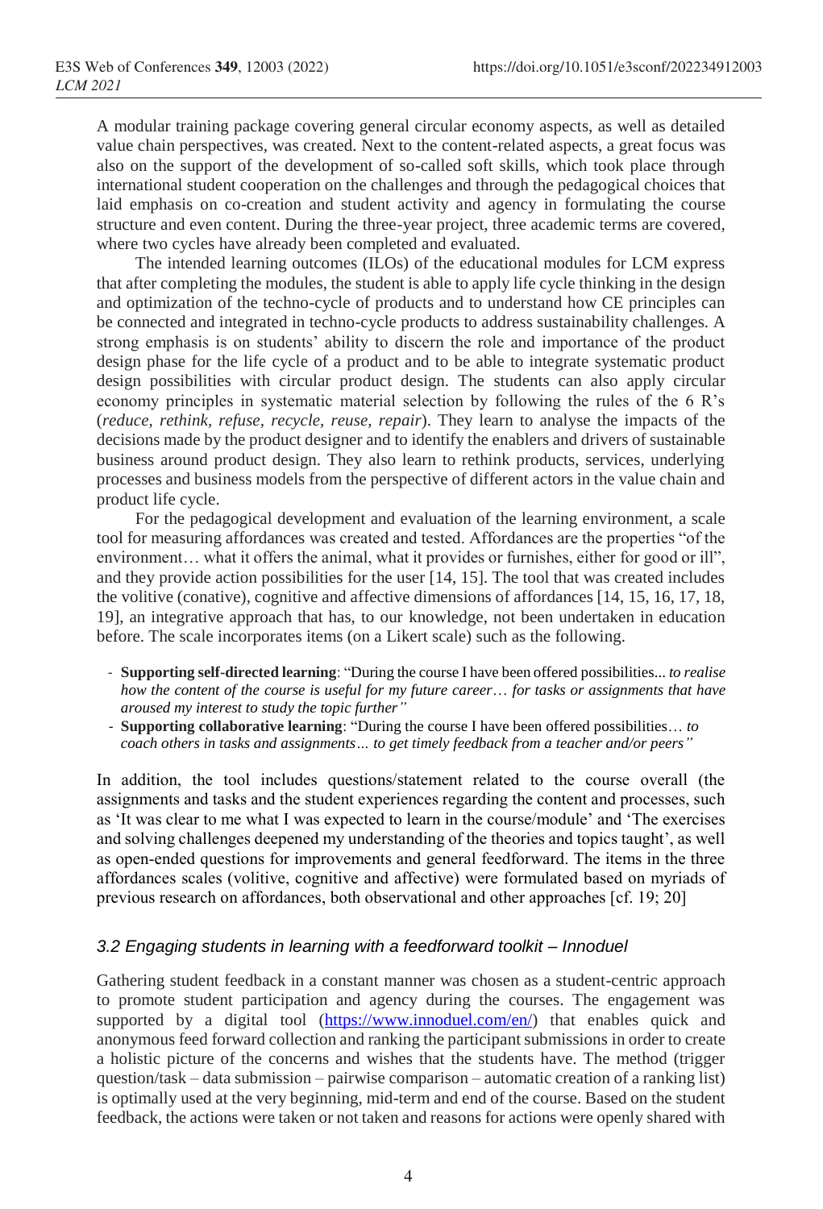A modular training package covering general circular economy aspects, as well as detailed value chain perspectives, was created. Next to the content-related aspects, a great focus was also on the support of the development of so-called soft skills, which took place through international student cooperation on the challenges and through the pedagogical choices that laid emphasis on co-creation and student activity and agency in formulating the course structure and even content. During the three-year project, three academic terms are covered, where two cycles have already been completed and evaluated.

The intended learning outcomes (ILOs) of the educational modules for LCM express that after completing the modules, the student is able to apply life cycle thinking in the design and optimization of the techno-cycle of products and to understand how CE principles can be connected and integrated in techno-cycle products to address sustainability challenges. A strong emphasis is on students' ability to discern the role and importance of the product design phase for the life cycle of a product and to be able to integrate systematic product design possibilities with circular product design. The students can also apply circular economy principles in systematic material selection by following the rules of the 6 R's (*reduce, rethink, refuse, recycle, reuse, repair*). They learn to analyse the impacts of the decisions made by the product designer and to identify the enablers and drivers of sustainable business around product design. They also learn to rethink products, services, underlying processes and business models from the perspective of different actors in the value chain and product life cycle.

For the pedagogical development and evaluation of the learning environment, a scale tool for measuring affordances was created and tested. Affordances are the properties "of the environment… what it offers the animal, what it provides or furnishes, either for good or ill", and they provide action possibilities for the user [14, 15]. The tool that was created includes the volitive (conative), cognitive and affective dimensions of affordances [14, 15, 16, 17, 18, 19], an integrative approach that has, to our knowledge, not been undertaken in education before. The scale incorporates items (on a Likert scale) such as the following.

- **Supporting self-directed learning**: "During the course I have been offered possibilities... *to realise how the content of the course is useful for my future career… for tasks or assignments that have aroused my interest to study the topic further"*
- **Supporting collaborative learning**: "During the course I have been offered possibilities… *to coach others in tasks and assignments… to get timely feedback from a teacher and/or peers"*

In addition, the tool includes questions/statement related to the course overall (the assignments and tasks and the student experiences regarding the content and processes, such as 'It was clear to me what I was expected to learn in the course/module' and 'The exercises and solving challenges deepened my understanding of the theories and topics taught', as well as open-ended questions for improvements and general feedforward. The items in the three affordances scales (volitive, cognitive and affective) were formulated based on myriads of previous research on affordances, both observational and other approaches [cf. 19; 20]

### *3.2 Engaging students in learning with a feedforward toolkit – Innoduel*

Gathering student feedback in a constant manner was chosen as a student-centric approach to promote student participation and agency during the courses. The engagement was supported by a digital tool (https://www.innoduel.com/en/) that enables quick and anonymous feed forward collection and ranking the participant submissions in order to create a holistic picture of the concerns and wishes that the students have. The method (trigger question/task – data submission – pairwise comparison – automatic creation of a ranking list) is optimally used at the very beginning, mid-term and end of the course. Based on the student feedback, the actions were taken or not taken and reasons for actions were openly shared with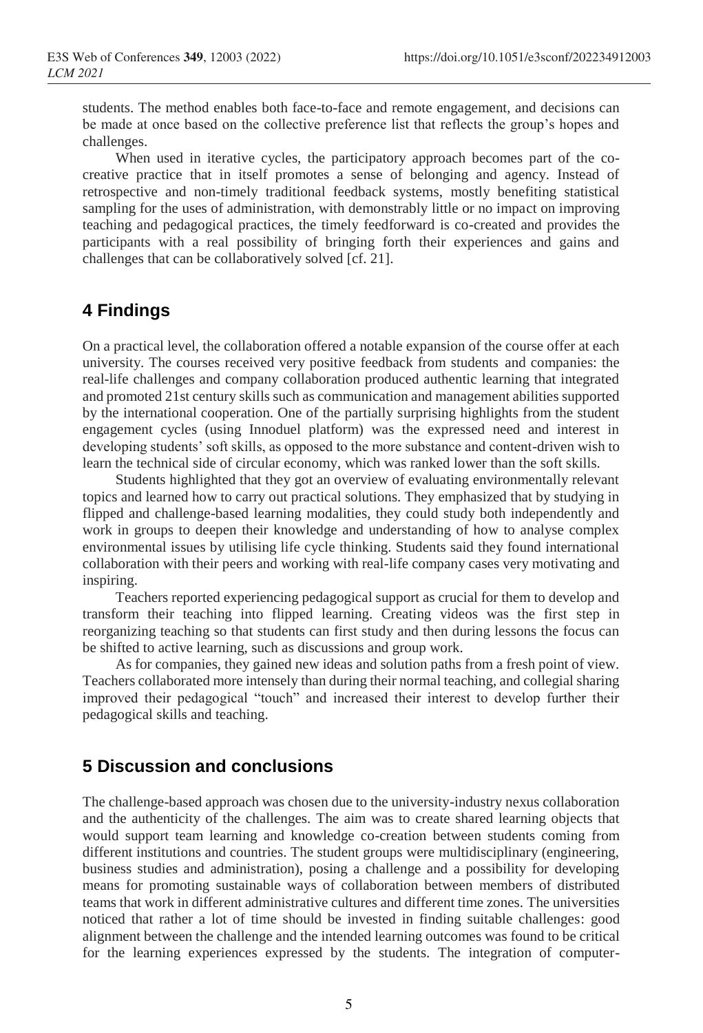students. The method enables both face-to-face and remote engagement, and decisions can be made at once based on the collective preference list that reflects the group's hopes and challenges.

When used in iterative cycles, the participatory approach becomes part of the co-creative practice that in itself promotes a sense of belonging and agency. Instead of retrospective and non-timely traditional feedback systems, mostly benefiting statistical sampling for the uses of administration, with demonstrably little or no impact on improving teaching and pedagogical practices, the timely feedforward is co-created and provides the participants with a real possibility of bringing forth their experiences and gains and challenges that can be collaboratively solved [cf. 21].

## 4 Findings

On a practical level, the collaboration offered a notable expansion of the course offer at each university. The courses received very positive feedback from students and companies: the real-life challenges and company collaboration produced authentic learning that integrated and promoted 21st century skills such as communication and management abilities supported by the international cooperation. One of the partially surprising highlights from the student engagement cycles (using Innoduel platform) was the expressed need and interest in developing students' soft skills, as opposed to the more substance and content-driven wish to learn the technical side of circular economy, which was ranked lower than the soft skills.

Students highlighted that they got an overview of evaluating environmentally relevant topics and learned how to carry out practical solutions. They emphasized that by studying in flipped and challenge-based learning modalities, they could study both independently and work in groups to deepen their knowledge and understanding of how to analyse complex environmental issues by utilising life cycle thinking. Students said they found international collaboration with their peers and working with real-life company cases very motivating and inspiring.

Teachers reported experiencing pedagogical support as crucial for them to develop and transform their teaching into flipped learning. Creating videos was the first step in reorganizing teaching so that students can first study and then during lessons the focus can be shifted to active learning, such as discussions and group work.

As for companies, they gained new ideas and solution paths from a fresh point of view. Teachers collaborated more intensely than during their normal teaching, and collegial sharing improved their pedagogical "touch" and increased their interest to develop further their pedagogical skills and teaching.

## 5 Discussion and conclusions

The challenge-based approach was chosen due to the university-industry nexus collaboration and the authenticity of the challenges. The aim was to create shared learning objects that would support team learning and knowledge co-creation between students coming from different institutions and countries. The student groups were multidisciplinary (engineering, business studies and administration), posing a challenge and a possibility for developing means for promoting sustainable ways of collaboration between members of distributed teams that work in different administrative cultures and different time zones. The universities noticed that rather a lot of time should be invested in finding suitable challenges: good alignment between the challenge and the intended learning outcomes was found to be critical for the learning experiences expressed by the students. The integration of computer-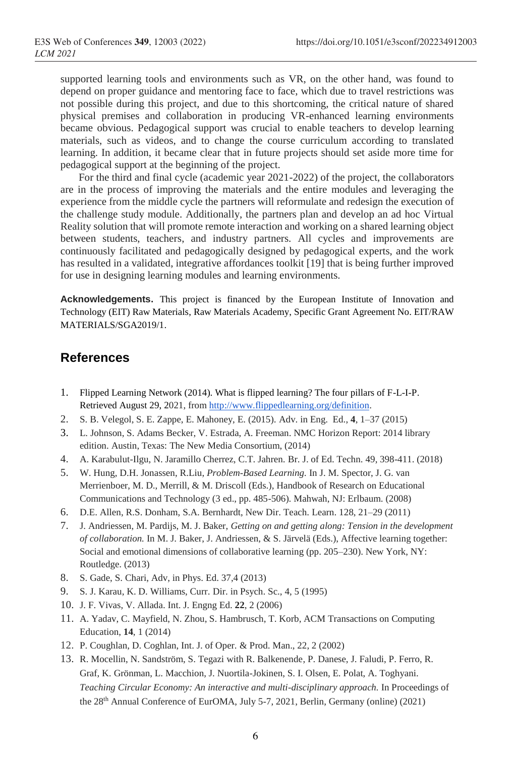supported learning tools and environments such as VR, on the other hand, was found to depend on proper guidance and mentoring face to face, which due to travel restrictions was not possible during this project, and due to this shortcoming, the critical nature of shared physical premises and collaboration in producing VR-enhanced learning environments became obvious. Pedagogical support was crucial to enable teachers to develop learning materials, such as videos, and to change the course curriculum according to translated learning. In addition, it became clear that in future projects should set aside more time for pedagogical support at the beginning of the project.

For the third and final cycle (academic year 2021-2022) of the project, the collaborators are in the process of improving the materials and the entire modules and leveraging the experience from the middle cycle the partners will reformulate and redesign the execution of the challenge study module. Additionally, the partners plan and develop an ad hoc Virtual Reality solution that will promote remote interaction and working on a shared learning object between students, teachers, and industry partners. All cycles and improvements are continuously facilitated and pedagogically designed by pedagogical experts, and the work has resulted in a validated, integrative affordances toolkit [19] that is being further improved for use in designing learning modules and learning environments.

**Acknowledgements.** This project is financed by the European Institute of Innovation and Technology (EIT) Raw Materials, Raw Materials Academy, Specific Grant Agreement No. EIT/RAW MATERIALS/SGA2019/1.

## References

1. Flipped Learning Network (2014). What is flipped learning? The four pillars of F-L-I-P. Retrieved August 29, 2021, from http://www.flippedlearning.org/definition.
2. S. B. Velegol, S. E. Zappe, E. Mahoney, E. (2015). Adv. in Eng. Ed., **4**, 1–37 (2015)
3. L. Johnson, S. Adams Becker, V. Estrada, A. Freeman. NMC Horizon Report: 2014 library edition. Austin, Texas: The New Media Consortium, (2014)
4. A. Karabulut-Ilgu, N. Jaramillo Cherrez, C.T. Jahren. Br. J. of Ed. Techn. 49, 398-411. (2018)
5. W. Hung, D.H. Jonassen, R.Liu, *Problem-Based Learning.* In J. M. Spector, J. G. van Merrienboer, M. D., Merrill, & M. Driscoll (Eds.), Handbook of Research on Educational Communications and Technology (3 ed., pp. 485-506). Mahwah, NJ: Erlbaum. (2008)
6. D.E. Allen, R.S. Donham, S.A. Bernhardt, New Dir. Teach. Learn. 128, 21–29 (2011)
7. J. Andriessen, M. Pardijs, M. J. Baker, *Getting on and getting along: Tension in the development of collaboration.* In M. J. Baker, J. Andriessen, & S. Järvelä (Eds.), Affective learning together: Social and emotional dimensions of collaborative learning (pp. 205–230). New York, NY: Routledge. (2013)
8. S. Gade, S. Chari, Adv, in Phys. Ed. 37,4 (2013)
9. S. J. Karau, K. D. Williams, Curr. Dir. in Psych. Sc., 4, 5 (1995)
10. J. F. Vivas, V. Allada. Int. J. Engng Ed. **22**, 2 (2006)
11. A. Yadav, C. Mayfield, N. Zhou, S. Hambrusch, T. Korb, ACM Transactions on Computing Education, **14**, 1 (2014)
12. P. Coughlan, D. Coghlan, Int. J. of Oper. & Prod. Man., 22, 2 (2002)
13. R. Mocellin, N. Sandström, S. Tegazi with R. Balkenende, P. Danese, J. Faludi, P. Ferro, R. Graf, K. Grönman, L. Macchion, J. Nuortila-Jokinen, S. I. Olsen, E. Polat, A. Toghyani. *Teaching Circular Economy: An interactive and multi-disciplinary approach.* In Proceedings of the 28th Annual Conference of EurOMA, July 5-7, 2021, Berlin, Germany (online) (2021)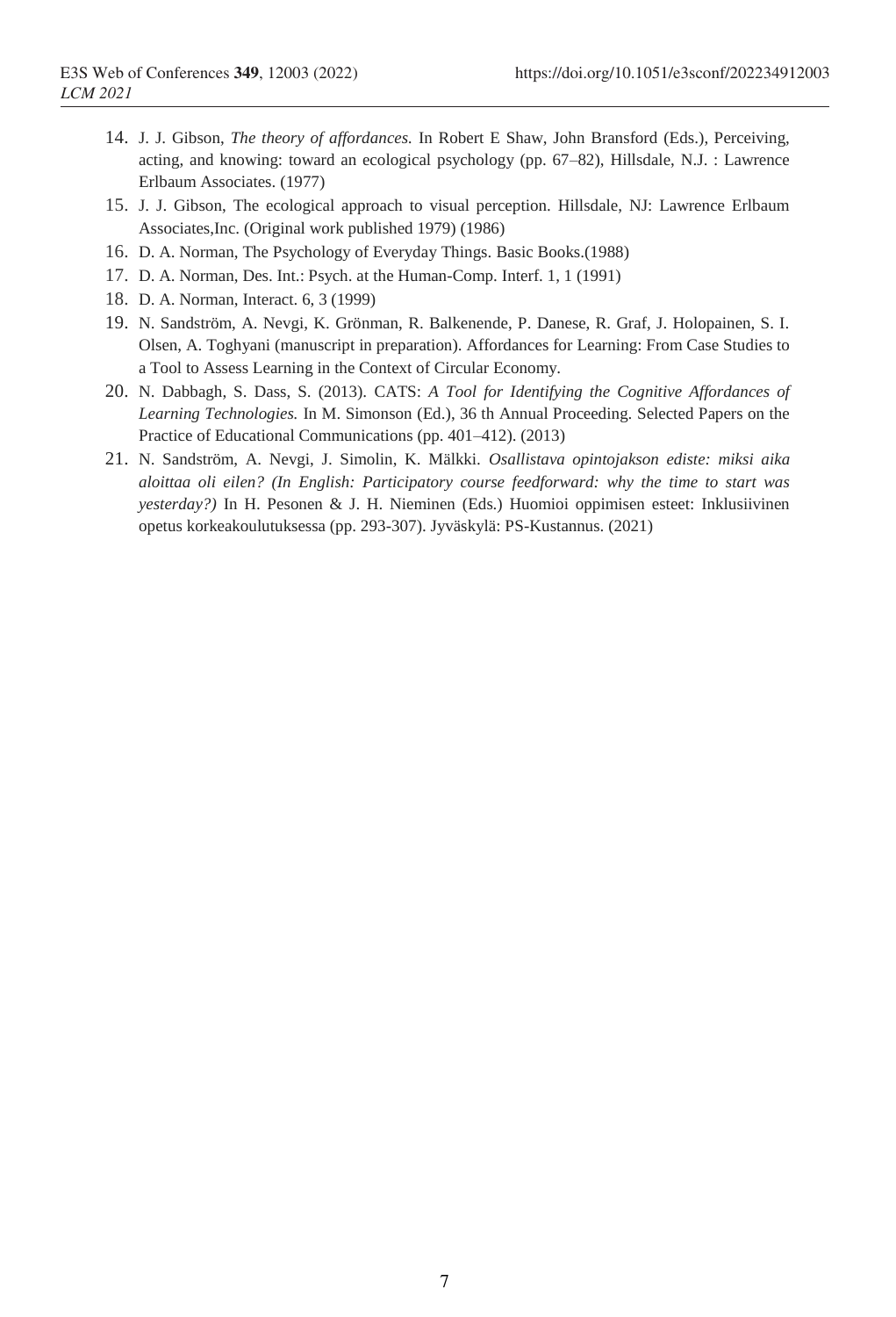14. J. J. Gibson, *The theory of affordances.* In Robert E Shaw, John Bransford (Eds.), Perceiving, acting, and knowing: toward an ecological psychology (pp. 67–82), Hillsdale, N.J. : Lawrence Erlbaum Associates. (1977)
15. J. J. Gibson, The ecological approach to visual perception. Hillsdale, NJ: Lawrence Erlbaum Associates,Inc. (Original work published 1979) (1986)
16. D. A. Norman, The Psychology of Everyday Things. Basic Books.(1988)
17. D. A. Norman, Des. Int.: Psych. at the Human-Comp. Interf. 1, 1 (1991)
18. D. A. Norman, Interact. 6, 3 (1999)
19. N. Sandström, A. Nevgi, K. Grönman, R. Balkenende, P. Danese, R. Graf, J. Holopainen, S. I. Olsen, A. Toghyani (manuscript in preparation). Affordances for Learning: From Case Studies to a Tool to Assess Learning in the Context of Circular Economy.
20. N. Dabbagh, S. Dass, S. (2013). CATS: *A Tool for Identifying the Cognitive Affordances of Learning Technologies.* In M. Simonson (Ed.), 36 th Annual Proceeding. Selected Papers on the Practice of Educational Communications (pp. 401–412). (2013)
21. N. Sandström, A. Nevgi, J. Simolin, K. Mälkki. *Osallistava opintojakson ediste: miksi aika aloittaa oli eilen? (In English: Participatory course feedforward: why the time to start was yesterday?)* In H. Pesonen & J. H. Nieminen (Eds.) Huomioi oppimisen esteet: Inklusiivinen opetus korkeakoulutuksessa (pp. 293-307). Jyväskylä: PS-Kustannus. (2021)